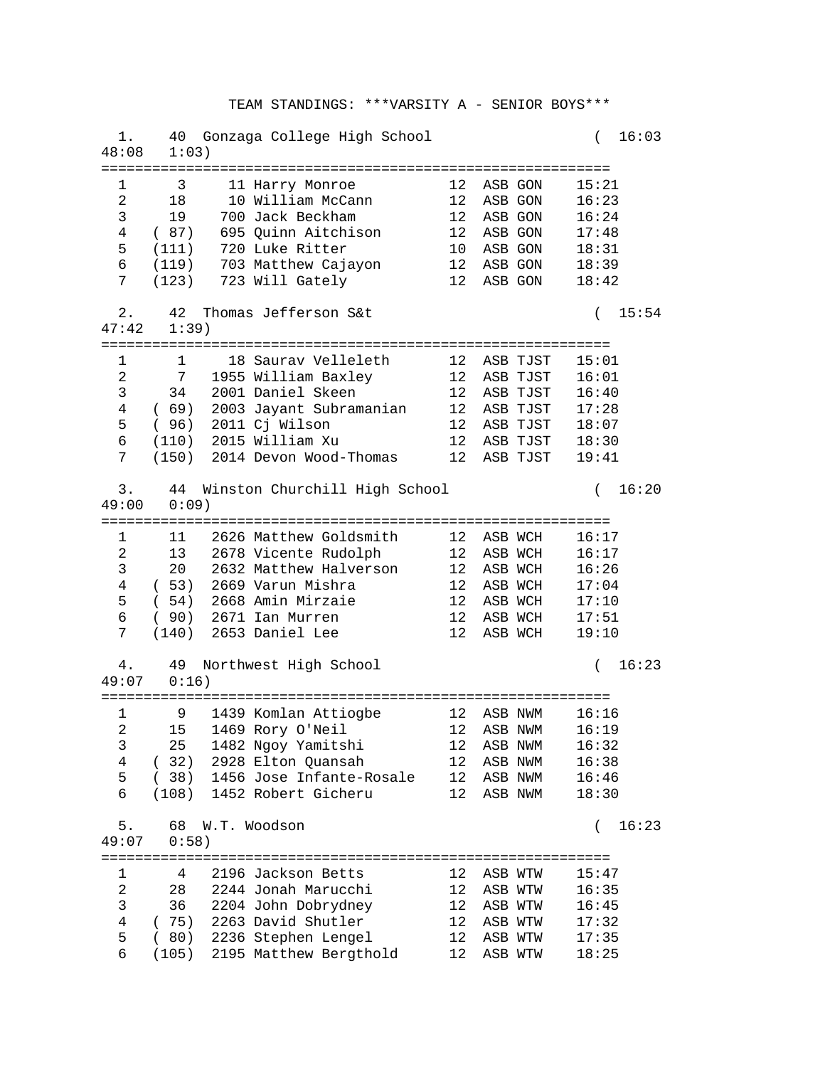# TEAM STANDINGS: ***VARSITY A - SENIOR BOYS***

1. 40 Gonzaga College High School ( 16:03 48:08 1:03)

| | Place | Bib | Name | Grade | Team | Time |
|---|---|---|---|---|---|---|
| 1 | 3 | 11 | Harry Monroe | 12 | ASB GON | 15:21 |
| 2 | 18 | 10 | William McCann | 12 | ASB GON | 16:23 |
| 3 | 19 | 700 | Jack Beckham | 12 | ASB GON | 16:24 |
| 4 | ( 87) | 695 | Quinn Aitchison | 12 | ASB GON | 17:48 |
| 5 | (111) | 720 | Luke Ritter | 10 | ASB GON | 18:31 |
| 6 | (119) | 703 | Matthew Cajayon | 12 | ASB GON | 18:39 |
| 7 | (123) | 723 | Will Gately | 12 | ASB GON | 18:42 |

2. 42 Thomas Jefferson S&t ( 15:54 47:42 1:39)

| | Place | Bib | Name | Grade | Team | Time |
|---|---|---|---|---|---|---|
| 1 | 1 | 18 | Saurav Velleleth | 12 | ASB TJST | 15:01 |
| 2 | 7 | 1955 | William Baxley | 12 | ASB TJST | 16:01 |
| 3 | 34 | 2001 | Daniel Skeen | 12 | ASB TJST | 16:40 |
| 4 | ( 69) | 2003 | Jayant Subramanian | 12 | ASB TJST | 17:28 |
| 5 | ( 96) | 2011 | Cj Wilson | 12 | ASB TJST | 18:07 |
| 6 | (110) | 2015 | William Xu | 12 | ASB TJST | 18:30 |
| 7 | (150) | 2014 | Devon Wood-Thomas | 12 | ASB TJST | 19:41 |

3. 44 Winston Churchill High School ( 16:20 49:00 0:09)

| | Place | Bib | Name | Grade | Team | Time |
|---|---|---|---|---|---|---|
| 1 | 11 | 2626 | Matthew Goldsmith | 12 | ASB WCH | 16:17 |
| 2 | 13 | 2678 | Vicente Rudolph | 12 | ASB WCH | 16:17 |
| 3 | 20 | 2632 | Matthew Halverson | 12 | ASB WCH | 16:26 |
| 4 | ( 53) | 2669 | Varun Mishra | 12 | ASB WCH | 17:04 |
| 5 | ( 54) | 2668 | Amin Mirzaie | 12 | ASB WCH | 17:10 |
| 6 | ( 90) | 2671 | Ian Murren | 12 | ASB WCH | 17:51 |
| 7 | (140) | 2653 | Daniel Lee | 12 | ASB WCH | 19:10 |

4. 49 Northwest High School ( 16:23 49:07 0:16)

| | Place | Bib | Name | Grade | Team | Time |
|---|---|---|---|---|---|---|
| 1 | 9 | 1439 | Komlan Attiogbe | 12 | ASB NWM | 16:16 |
| 2 | 15 | 1469 | Rory O'Neil | 12 | ASB NWM | 16:19 |
| 3 | 25 | 1482 | Ngoy Yamitshi | 12 | ASB NWM | 16:32 |
| 4 | ( 32) | 2928 | Elton Quansah | 12 | ASB NWM | 16:38 |
| 5 | ( 38) | 1456 | Jose Infante-Rosale | 12 | ASB NWM | 16:46 |
| 6 | (108) | 1452 | Robert Gicheru | 12 | ASB NWM | 18:30 |

5. 68 W.T. Woodson ( 16:23 49:07 0:58)

| | Place | Bib | Name | Grade | Team | Time |
|---|---|---|---|---|---|---|
| 1 | 4 | 2196 | Jackson Betts | 12 | ASB WTW | 15:47 |
| 2 | 28 | 2244 | Jonah Marucchi | 12 | ASB WTW | 16:35 |
| 3 | 36 | 2204 | John Dobrydney | 12 | ASB WTW | 16:45 |
| 4 | ( 75) | 2263 | David Shutler | 12 | ASB WTW | 17:32 |
| 5 | ( 80) | 2236 | Stephen Lengel | 12 | ASB WTW | 17:35 |
| 6 | (105) | 2195 | Matthew Bergthold | 12 | ASB WTW | 18:25 |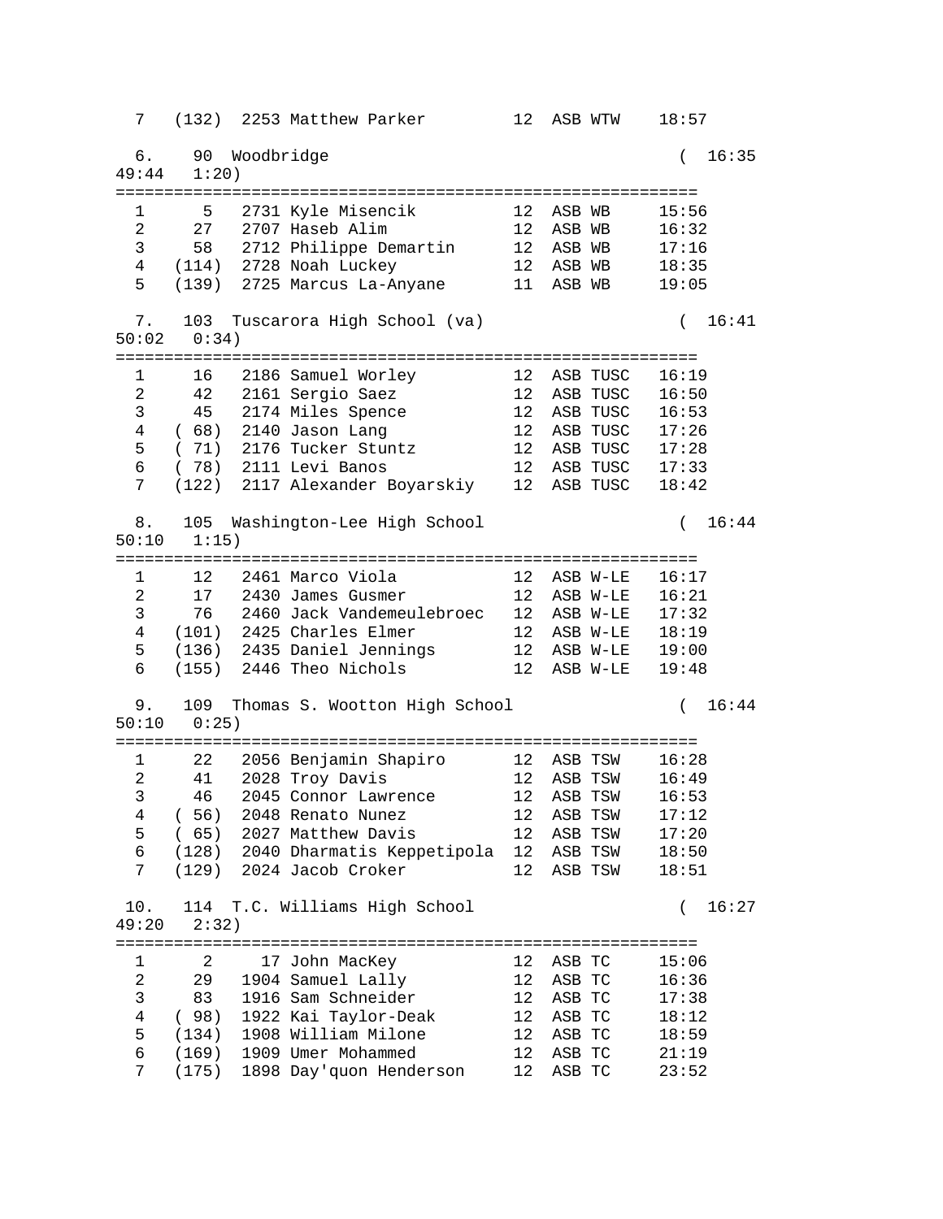```
  7   (132)  2253 Matthew Parker         12  ASB WTW    18:57

  6.    90  Woodbridge                                  (  16:35
49:44   1:20)
============================================================
  1      5   2731 Kyle Misencik          12  ASB WB     15:56
  2     27   2707 Haseb Alim             12  ASB WB     16:32
  3     58   2712 Philippe Demartin      12  ASB WB     17:16
  4   (114)  2728 Noah Luckey            12  ASB WB     18:35
  5   (139)  2725 Marcus La-Anyane       11  ASB WB     19:05

  7.   103  Tuscarora High School (va)                  (  16:41
50:02   0:34)
============================================================
  1     16   2186 Samuel Worley          12  ASB TUSC   16:19
  2     42   2161 Sergio Saez            12  ASB TUSC   16:50
  3     45   2174 Miles Spence           12  ASB TUSC   16:53
  4   ( 68)  2140 Jason Lang             12  ASB TUSC   17:26
  5   ( 71)  2176 Tucker Stuntz          12  ASB TUSC   17:28
  6   ( 78)  2111 Levi Banos             12  ASB TUSC   17:33
  7   (122)  2117 Alexander Boyarskiy    12  ASB TUSC   18:42

  8.   105  Washington-Lee High School                  (  16:44
50:10   1:15)
============================================================
  1     12   2461 Marco Viola            12  ASB W-LE   16:17
  2     17   2430 James Gusmer           12  ASB W-LE   16:21
  3     76   2460 Jack Vandemeulebroec   12  ASB W-LE   17:32
  4   (101)  2425 Charles Elmer          12  ASB W-LE   18:19
  5   (136)  2435 Daniel Jennings        12  ASB W-LE   19:00
  6   (155)  2446 Theo Nichols           12  ASB W-LE   19:48

  9.   109  Thomas S. Wootton High School               (  16:44
50:10   0:25)
============================================================
  1     22   2056 Benjamin Shapiro       12  ASB TSW    16:28
  2     41   2028 Troy Davis             12  ASB TSW    16:49
  3     46   2045 Connor Lawrence        12  ASB TSW    16:53
  4   ( 56)  2048 Renato Nunez           12  ASB TSW    17:12
  5   ( 65)  2027 Matthew Davis          12  ASB TSW    17:20
  6   (128)  2040 Dharmatis Keppetipola  12  ASB TSW    18:50
  7   (129)  2024 Jacob Croker           12  ASB TSW    18:51

 10.   114  T.C. Williams High School                   (  16:27
49:20   2:32)
============================================================
  1      2     17 John MacKey            12  ASB TC     15:06
  2     29   1904 Samuel Lally           12  ASB TC     16:36
  3     83   1916 Sam Schneider          12  ASB TC     17:38
  4   ( 98)  1922 Kai Taylor-Deak        12  ASB TC     18:12
  5   (134)  1908 William Milone         12  ASB TC     18:59
  6   (169)  1909 Umer Mohammed          12  ASB TC     21:19
  7   (175)  1898 Day'quon Henderson     12  ASB TC     23:52
```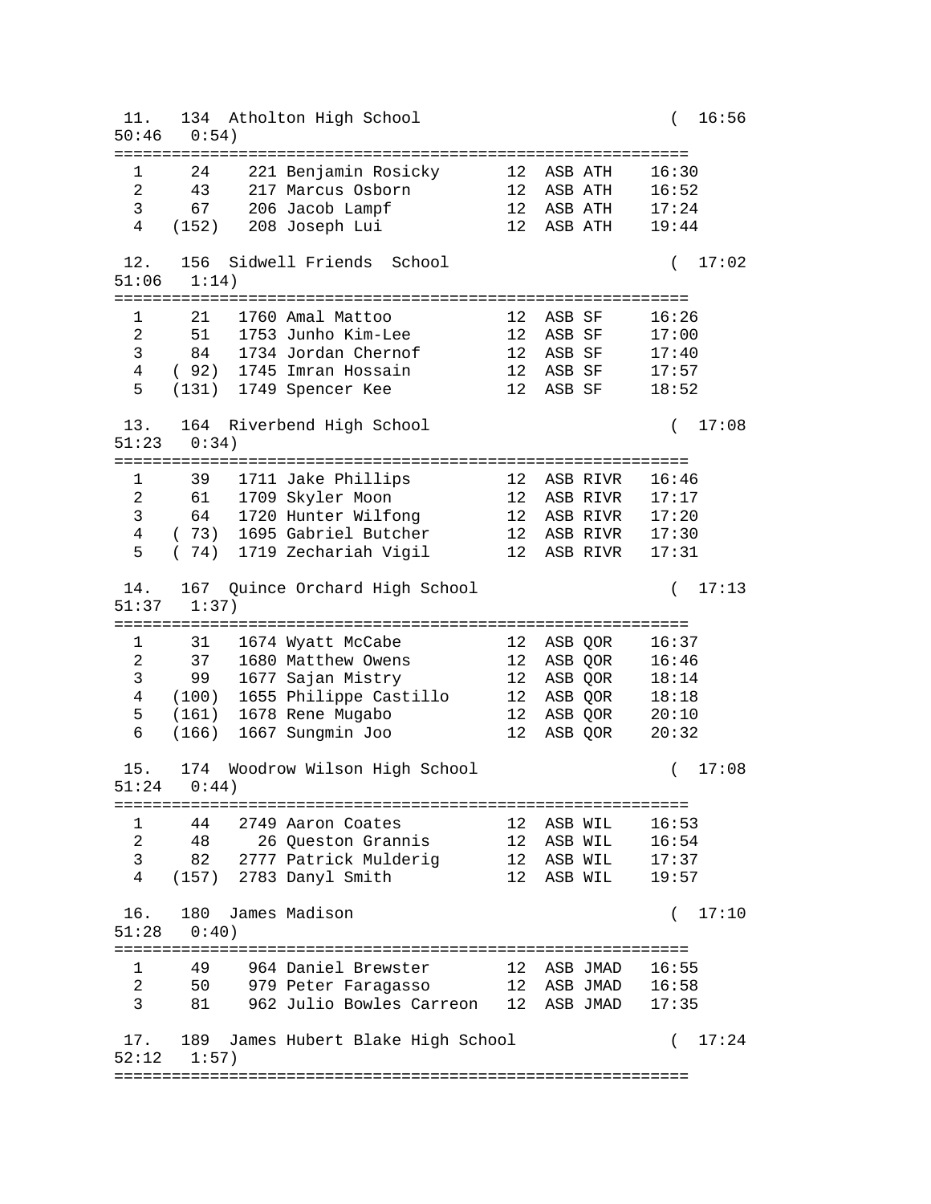```
 11.   134  Atholton High School                            (  16:56
50:46   0:54)
============================================================
  1     24    221 Benjamin Rosicky       12  ASB ATH    16:30
  2     43    217 Marcus Osborn          12  ASB ATH    16:52
  3     67    206 Jacob Lampf            12  ASB ATH    17:24
  4   (152)   208 Joseph Lui             12  ASB ATH    19:44

 12.   156  Sidwell Friends  School                         (  17:02
51:06   1:14)
============================================================
  1     21   1760 Amal Mattoo            12  ASB SF     16:26
  2     51   1753 Junho Kim-Lee          12  ASB SF     17:00
  3     84   1734 Jordan Chernof         12  ASB SF     17:40
  4   ( 92)  1745 Imran Hossain          12  ASB SF     17:57
  5   (131)  1749 Spencer Kee            12  ASB SF     18:52

 13.   164  Riverbend High School                           (  17:08
51:23   0:34)
============================================================
  1     39   1711 Jake Phillips          12  ASB RIVR   16:46
  2     61   1709 Skyler Moon            12  ASB RIVR   17:17
  3     64   1720 Hunter Wilfong         12  ASB RIVR   17:20
  4   ( 73)  1695 Gabriel Butcher        12  ASB RIVR   17:30
  5   ( 74)  1719 Zechariah Vigil        12  ASB RIVR   17:31

 14.   167  Quince Orchard High School                      (  17:13
51:37   1:37)
============================================================
  1     31   1674 Wyatt McCabe           12  ASB QOR    16:37
  2     37   1680 Matthew Owens          12  ASB QOR    16:46
  3     99   1677 Sajan Mistry           12  ASB QOR    18:14
  4   (100)  1655 Philippe Castillo      12  ASB QOR    18:18
  5   (161)  1678 Rene Mugabo            12  ASB QOR    20:10
  6   (166)  1667 Sungmin Joo            12  ASB QOR    20:32

 15.   174  Woodrow Wilson High School                      (  17:08
51:24   0:44)
============================================================
  1     44   2749 Aaron Coates           12  ASB WIL    16:53
  2     48     26 Queston Grannis        12  ASB WIL    16:54
  3     82   2777 Patrick Mulderig       12  ASB WIL    17:37
  4   (157)  2783 Danyl Smith            12  ASB WIL    19:57

 16.   180  James Madison                                   (  17:10
51:28   0:40)
============================================================
  1     49    964 Daniel Brewster        12  ASB JMAD   16:55
  2     50    979 Peter Faragasso        12  ASB JMAD   16:58
  3     81    962 Julio Bowles Carreon   12  ASB JMAD   17:35

 17.   189  James Hubert Blake High School                  (  17:24
52:12   1:57)
============================================================
```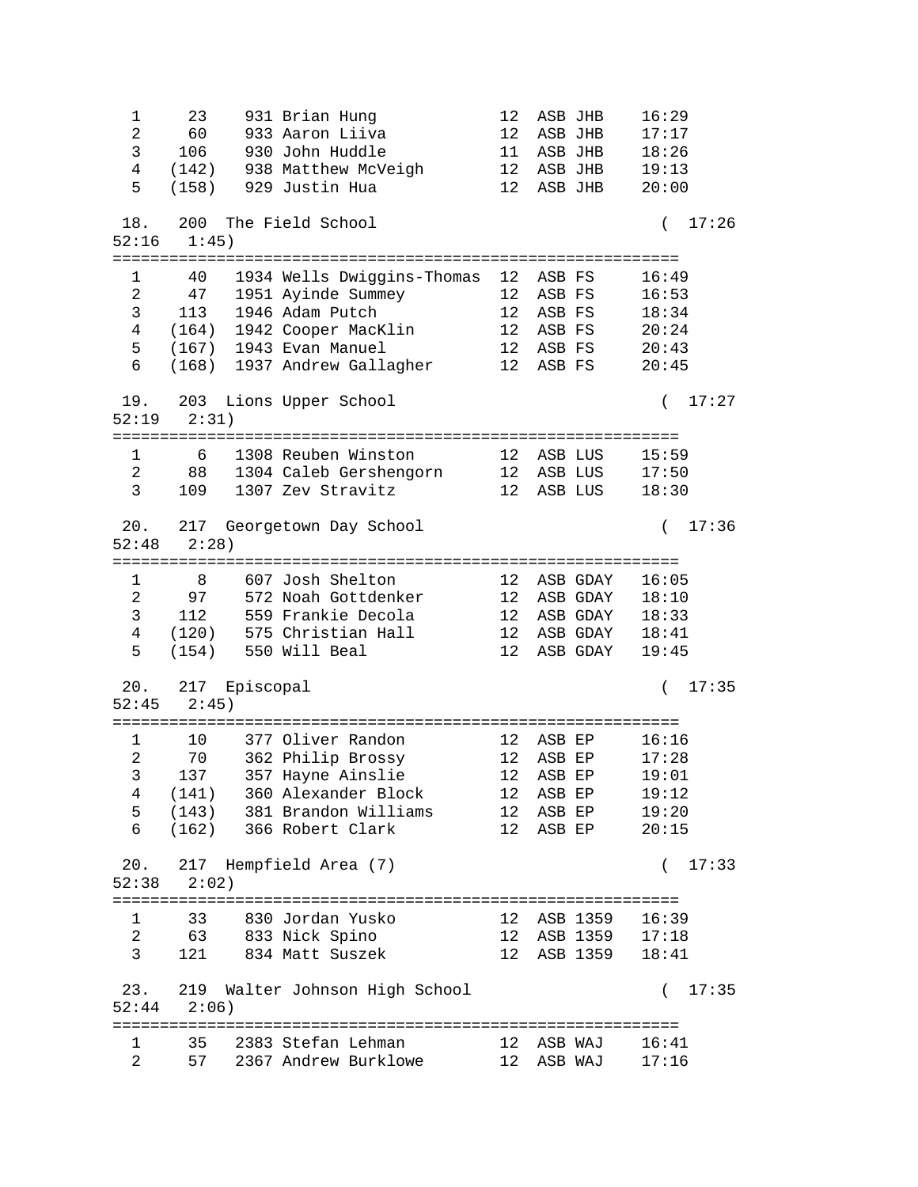```
  1     23    931 Brian Hung            12  ASB JHB    16:29
  2     60    933 Aaron Liiva           12  ASB JHB    17:17
  3    106    930 John Huddle           11  ASB JHB    18:26
  4   (142)   938 Matthew McVeigh       12  ASB JHB    19:13
  5   (158)   929 Justin Hua            12  ASB JHB    20:00

 18.   200  The Field School                              (  17:26
52:16   1:45)
============================================================
  1     40   1934 Wells Dwiggins-Thomas  12  ASB FS     16:49
  2     47   1951 Ayinde Summey          12  ASB FS     16:53
  3    113   1946 Adam Putch             12  ASB FS     18:34
  4   (164)  1942 Cooper MacKlin         12  ASB FS     20:24
  5   (167)  1943 Evan Manuel            12  ASB FS     20:43
  6   (168)  1937 Andrew Gallagher       12  ASB FS     20:45

 19.   203  Lions Upper School                            (  17:27
52:19   2:31)
============================================================
  1      6   1308 Reuben Winston         12  ASB LUS    15:59
  2     88   1304 Caleb Gershengorn      12  ASB LUS    17:50
  3    109   1307 Zev Stravitz           12  ASB LUS    18:30

 20.   217  Georgetown Day School                         (  17:36
52:48   2:28)
============================================================
  1      8    607 Josh Shelton           12  ASB GDAY   16:05
  2     97    572 Noah Gottdenker        12  ASB GDAY   18:10
  3    112    559 Frankie Decola         12  ASB GDAY   18:33
  4   (120)   575 Christian Hall         12  ASB GDAY   18:41
  5   (154)   550 Will Beal              12  ASB GDAY   19:45

 20.   217  Episcopal                                     (  17:35
52:45   2:45)
============================================================
  1     10    377 Oliver Randon          12  ASB EP     16:16
  2     70    362 Philip Brossy          12  ASB EP     17:28
  3    137    357 Hayne Ainslie          12  ASB EP     19:01
  4   (141)   360 Alexander Block        12  ASB EP     19:12
  5   (143)   381 Brandon Williams       12  ASB EP     19:20
  6   (162)   366 Robert Clark           12  ASB EP     20:15

 20.   217  Hempfield Area (7)                            (  17:33
52:38   2:02)
============================================================
  1     33    830 Jordan Yusko           12  ASB 1359   16:39
  2     63    833 Nick Spino             12  ASB 1359   17:18
  3    121    834 Matt Suszek            12  ASB 1359   18:41

 23.   219  Walter Johnson High School                    (  17:35
52:44   2:06)
============================================================
  1     35   2383 Stefan Lehman          12  ASB WAJ    16:41
  2     57   2367 Andrew Burklowe        12  ASB WAJ    17:16
```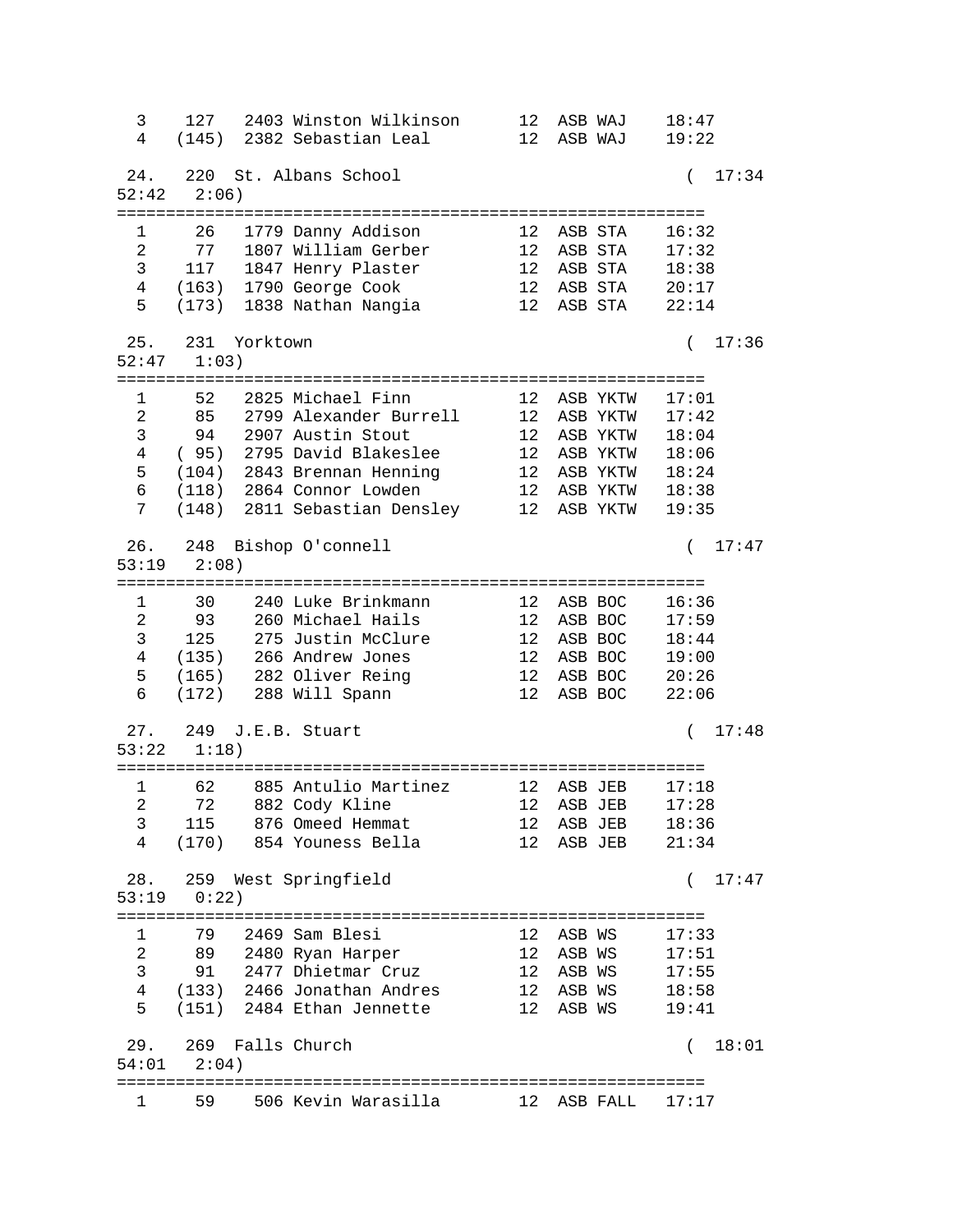```
  3    127   2403 Winston Wilkinson      12  ASB WAJ    18:47
  4   (145)  2382 Sebastian Leal         12  ASB WAJ    19:22

 24.   220  St. Albans School                           (  17:34
52:42   2:06)
===========================================================
  1     26   1779 Danny Addison          12  ASB STA    16:32
  2     77   1807 William Gerber         12  ASB STA    17:32
  3    117   1847 Henry Plaster          12  ASB STA    18:38
  4   (163)  1790 George Cook            12  ASB STA    20:17
  5   (173)  1838 Nathan Nangia          12  ASB STA    22:14

 25.   231  Yorktown                                    (  17:36
52:47   1:03)
===========================================================
  1     52   2825 Michael Finn           12  ASB YKTW   17:01
  2     85   2799 Alexander Burrell      12  ASB YKTW   17:42
  3     94   2907 Austin Stout           12  ASB YKTW   18:04
  4   ( 95)  2795 David Blakeslee        12  ASB YKTW   18:06
  5   (104)  2843 Brennan Henning        12  ASB YKTW   18:24
  6   (118)  2864 Connor Lowden          12  ASB YKTW   18:38
  7   (148)  2811 Sebastian Densley      12  ASB YKTW   19:35

 26.   248  Bishop O'connell                            (  17:47
53:19   2:08)
===========================================================
  1     30    240 Luke Brinkmann         12  ASB BOC    16:36
  2     93    260 Michael Hails          12  ASB BOC    17:59
  3    125    275 Justin McClure         12  ASB BOC    18:44
  4   (135)   266 Andrew Jones           12  ASB BOC    19:00
  5   (165)   282 Oliver Reing           12  ASB BOC    20:26
  6   (172)   288 Will Spann             12  ASB BOC    22:06

 27.   249  J.E.B. Stuart                               (  17:48
53:22   1:18)
===========================================================
  1     62    885 Antulio Martinez       12  ASB JEB    17:18
  2     72    882 Cody Kline             12  ASB JEB    17:28
  3    115    876 Omeed Hemmat           12  ASB JEB    18:36
  4   (170)   854 Youness Bella          12  ASB JEB    21:34

 28.   259  West Springfield                            (  17:47
53:19   0:22)
===========================================================
  1     79   2469 Sam Blesi              12  ASB WS     17:33
  2     89   2480 Ryan Harper            12  ASB WS     17:51
  3     91   2477 Dhietmar Cruz          12  ASB WS     17:55
  4   (133)  2466 Jonathan Andres        12  ASB WS     18:58
  5   (151)  2484 Ethan Jennette         12  ASB WS     19:41

 29.   269  Falls Church                                (  18:01
54:01   2:04)
===========================================================
  1     59    506 Kevin Warasilla        12  ASB FALL   17:17
```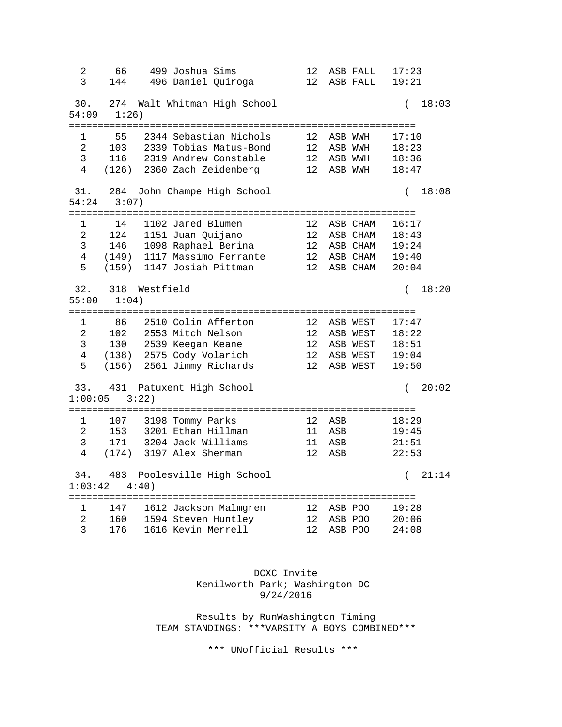```
  2     66    499 Joshua Sims            12  ASB FALL   17:23
  3    144    496 Daniel Quiroga         12  ASB FALL   19:21

 30.   274  Walt Whitman High School                        (  18:03
54:09   1:26)
============================================================
  1     55   2344 Sebastian Nichols      12  ASB WWH    17:10
  2    103   2339 Tobias Matus-Bond      12  ASB WWH    18:23
  3    116   2319 Andrew Constable       12  ASB WWH    18:36
  4   (126)  2360 Zach Zeidenberg        12  ASB WWH    18:47

 31.   284  John Champe High School                         (  18:08
54:24   3:07)
============================================================
  1     14   1102 Jared Blumen           12  ASB CHAM   16:17
  2    124   1151 Juan Quijano           12  ASB CHAM   18:43
  3    146   1098 Raphael Berina         12  ASB CHAM   19:24
  4   (149)  1117 Massimo Ferrante       12  ASB CHAM   19:40
  5   (159)  1147 Josiah Pittman         12  ASB CHAM   20:04

 32.   318  Westfield                                       (  18:20
55:00   1:04)
============================================================
  1     86   2510 Colin Afferton         12  ASB WEST   17:47
  2    102   2553 Mitch Nelson           12  ASB WEST   18:22
  3    130   2539 Keegan Keane           12  ASB WEST   18:51
  4   (138)  2575 Cody Volarich          12  ASB WEST   19:04
  5   (156)  2561 Jimmy Richards         12  ASB WEST   19:50

 33.   431  Patuxent High School                            (  20:02
1:00:05   3:22)
============================================================
  1    107   3198 Tommy Parks            12  ASB        18:29
  2    153   3201 Ethan Hillman          11  ASB        19:45
  3    171   3204 Jack Williams          11  ASB        21:51
  4   (174)  3197 Alex Sherman           12  ASB        22:53

 34.   483  Poolesville High School                         (  21:14
1:03:42   4:40)
============================================================
  1    147   1612 Jackson Malmgren       12  ASB POO    19:28
  2    160   1594 Steven Huntley         12  ASB POO    20:06
  3    176   1616 Kevin Merrell          12  ASB POO    24:08
```

DCXC Invite
Kenilworth Park; Washington DC
9/24/2016

Results by RunWashington Timing
TEAM STANDINGS: ***VARSITY A BOYS COMBINED***

*** UNofficial Results ***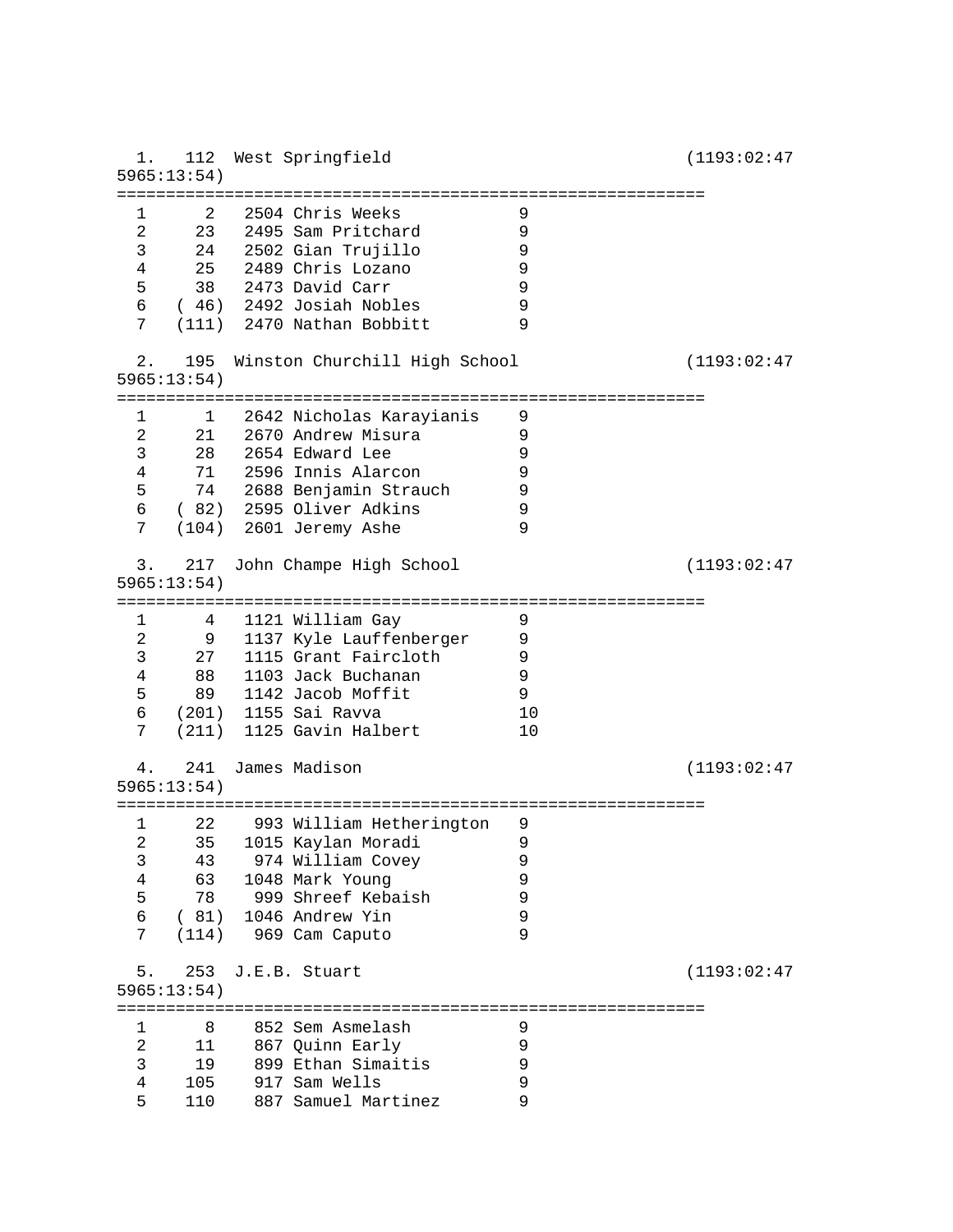```
  1.   112  West Springfield                              (1193:02:47
5965:13:54)
============================================================
  1      2   2504 Chris Weeks           9
  2     23   2495 Sam Pritchard         9
  3     24   2502 Gian Trujillo         9
  4     25   2489 Chris Lozano          9
  5     38   2473 David Carr            9
  6   ( 46)  2492 Josiah Nobles         9
  7   (111)  2470 Nathan Bobbitt        9

  2.   195  Winston Churchill High School                 (1193:02:47
5965:13:54)
============================================================
  1      1   2642 Nicholas Karayianis   9
  2     21   2670 Andrew Misura         9
  3     28   2654 Edward Lee            9
  4     71   2596 Innis Alarcon         9
  5     74   2688 Benjamin Strauch      9
  6   ( 82)  2595 Oliver Adkins         9
  7   (104)  2601 Jeremy Ashe           9

  3.   217  John Champe High School                       (1193:02:47
5965:13:54)
============================================================
  1      4   1121 William Gay           9
  2      9   1137 Kyle Lauffenberger    9
  3     27   1115 Grant Faircloth       9
  4     88   1103 Jack Buchanan         9
  5     89   1142 Jacob Moffit          9
  6   (201)  1155 Sai Ravva             10
  7   (211)  1125 Gavin Halbert         10

  4.   241  James Madison                                 (1193:02:47
5965:13:54)
============================================================
  1     22    993 William Hetherington  9
  2     35   1015 Kaylan Moradi         9
  3     43    974 William Covey         9
  4     63   1048 Mark Young            9
  5     78    999 Shreef Kebaish        9
  6   ( 81)  1046 Andrew Yin            9
  7   (114)   969 Cam Caputo            9

  5.   253  J.E.B. Stuart                                 (1193:02:47
5965:13:54)
============================================================
  1      8    852 Sem Asmelash          9
  2     11    867 Quinn Early           9
  3     19    899 Ethan Simaitis        9
  4    105    917 Sam Wells             9
  5    110    887 Samuel Martinez       9
```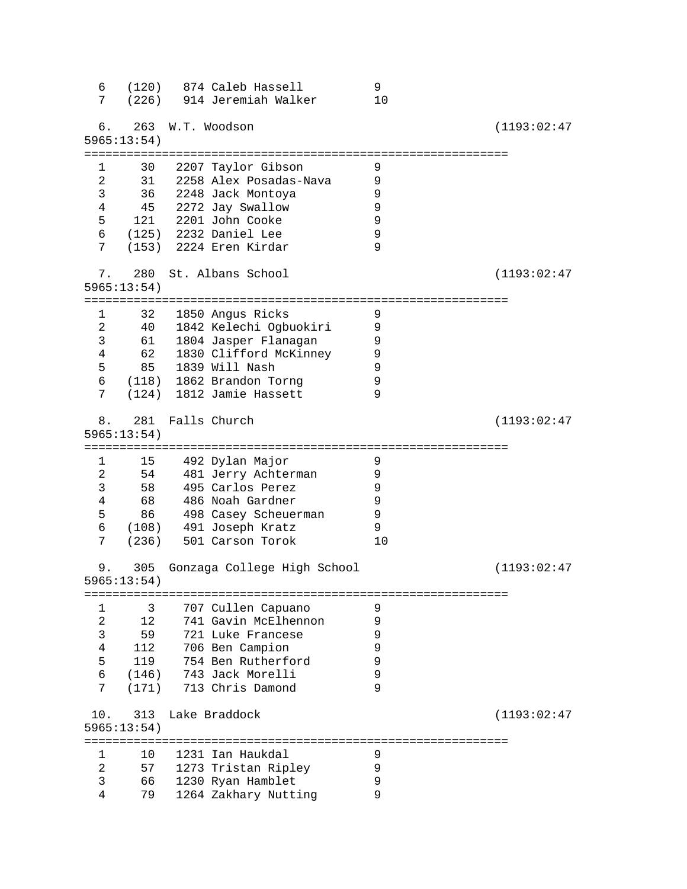```
  6   (120)   874 Caleb Hassell         9
  7   (226)   914 Jeremiah Walker       10

  6.   263  W.T. Woodson                                    (1193:02:47
5965:13:54)
============================================================
  1     30   2207 Taylor Gibson         9
  2     31   2258 Alex Posadas-Nava     9
  3     36   2248 Jack Montoya          9
  4     45   2272 Jay Swallow           9
  5    121   2201 John Cooke            9
  6   (125)  2232 Daniel Lee            9
  7   (153)  2224 Eren Kirdar           9

  7.   280  St. Albans School                               (1193:02:47
5965:13:54)
============================================================
  1     32   1850 Angus Ricks           9
  2     40   1842 Kelechi Ogbuokiri     9
  3     61   1804 Jasper Flanagan       9
  4     62   1830 Clifford McKinney     9
  5     85   1839 Will Nash             9
  6   (118)  1862 Brandon Torng         9
  7   (124)  1812 Jamie Hassett         9

  8.   281  Falls Church                                    (1193:02:47
5965:13:54)
============================================================
  1     15    492 Dylan Major           9
  2     54    481 Jerry Achterman       9
  3     58    495 Carlos Perez          9
  4     68    486 Noah Gardner          9
  5     86    498 Casey Scheuerman      9
  6   (108)   491 Joseph Kratz          9
  7   (236)   501 Carson Torok          10

  9.   305  Gonzaga College High School                     (1193:02:47
5965:13:54)
============================================================
  1      3    707 Cullen Capuano        9
  2     12    741 Gavin McElhennon      9
  3     59    721 Luke Francese         9
  4    112    706 Ben Campion           9
  5    119    754 Ben Rutherford        9
  6   (146)   743 Jack Morelli          9
  7   (171)   713 Chris Damond          9

 10.   313  Lake Braddock                                   (1193:02:47
5965:13:54)
============================================================
  1     10   1231 Ian Haukdal           9
  2     57   1273 Tristan Ripley        9
  3     66   1230 Ryan Hamblet          9
  4     79   1264 Zakhary Nutting       9
```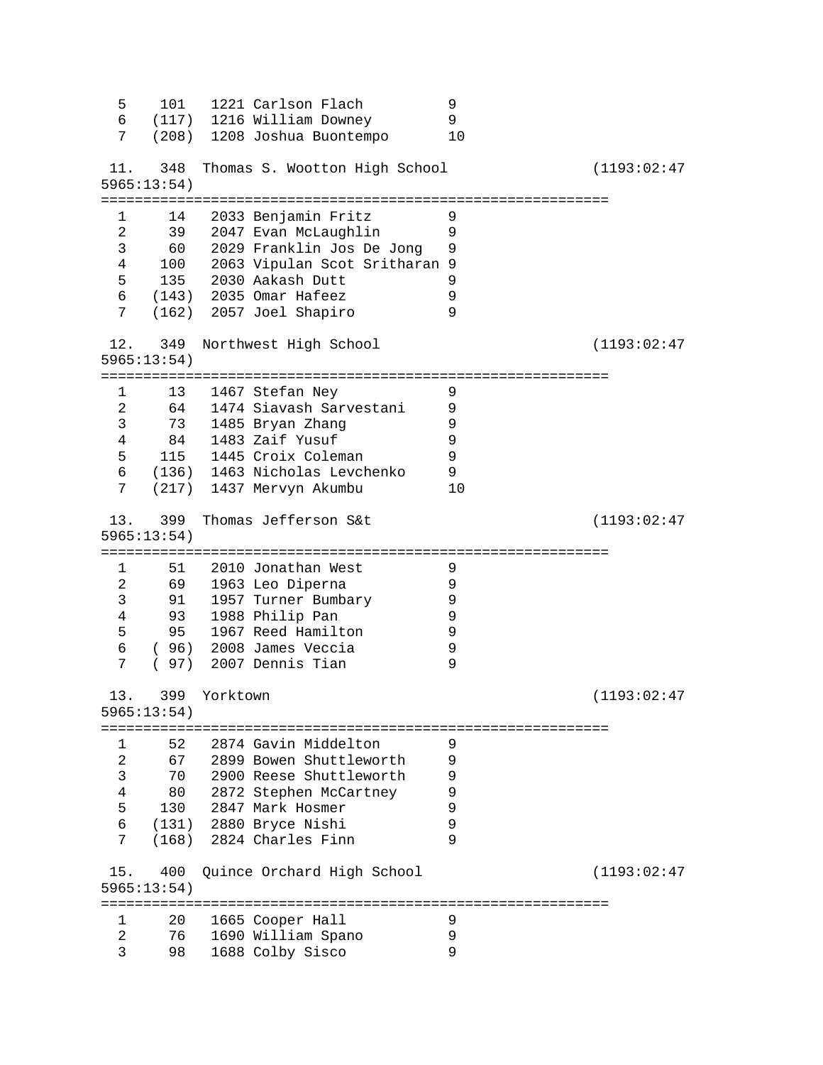```
  5    101   1221 Carlson Flach          9
  6   (117)  1216 William Downey         9
  7   (208)  1208 Joshua Buontempo       10

 11.   348  Thomas S. Wootton High School               (1193:02:47
5965:13:54)
============================================================
  1     14   2033 Benjamin Fritz         9
  2     39   2047 Evan McLaughlin        9
  3     60   2029 Franklin Jos De Jong   9
  4    100   2063 Vipulan Scot Sritharan 9
  5    135   2030 Aakash Dutt            9
  6   (143)  2035 Omar Hafeez            9
  7   (162)  2057 Joel Shapiro           9

 12.   349  Northwest High School                       (1193:02:47
5965:13:54)
============================================================
  1     13   1467 Stefan Ney             9
  2     64   1474 Siavash Sarvestani     9
  3     73   1485 Bryan Zhang            9
  4     84   1483 Zaif Yusuf             9
  5    115   1445 Croix Coleman          9
  6   (136)  1463 Nicholas Levchenko     9
  7   (217)  1437 Mervyn Akumbu          10

 13.   399  Thomas Jefferson S&t                        (1193:02:47
5965:13:54)
============================================================
  1     51   2010 Jonathan West          9
  2     69   1963 Leo Diperna            9
  3     91   1957 Turner Bumbary         9
  4     93   1988 Philip Pan             9
  5     95   1967 Reed Hamilton          9
  6   ( 96)  2008 James Veccia           9
  7   ( 97)  2007 Dennis Tian            9

 13.   399  Yorktown                                    (1193:02:47
5965:13:54)
============================================================
  1     52   2874 Gavin Middelton        9
  2     67   2899 Bowen Shuttleworth     9
  3     70   2900 Reese Shuttleworth     9
  4     80   2872 Stephen McCartney      9
  5    130   2847 Mark Hosmer            9
  6   (131)  2880 Bryce Nishi            9
  7   (168)  2824 Charles Finn           9

 15.   400  Quince Orchard High School                  (1193:02:47
5965:13:54)
============================================================
  1     20   1665 Cooper Hall            9
  2     76   1690 William Spano          9
  3     98   1688 Colby Sisco            9
```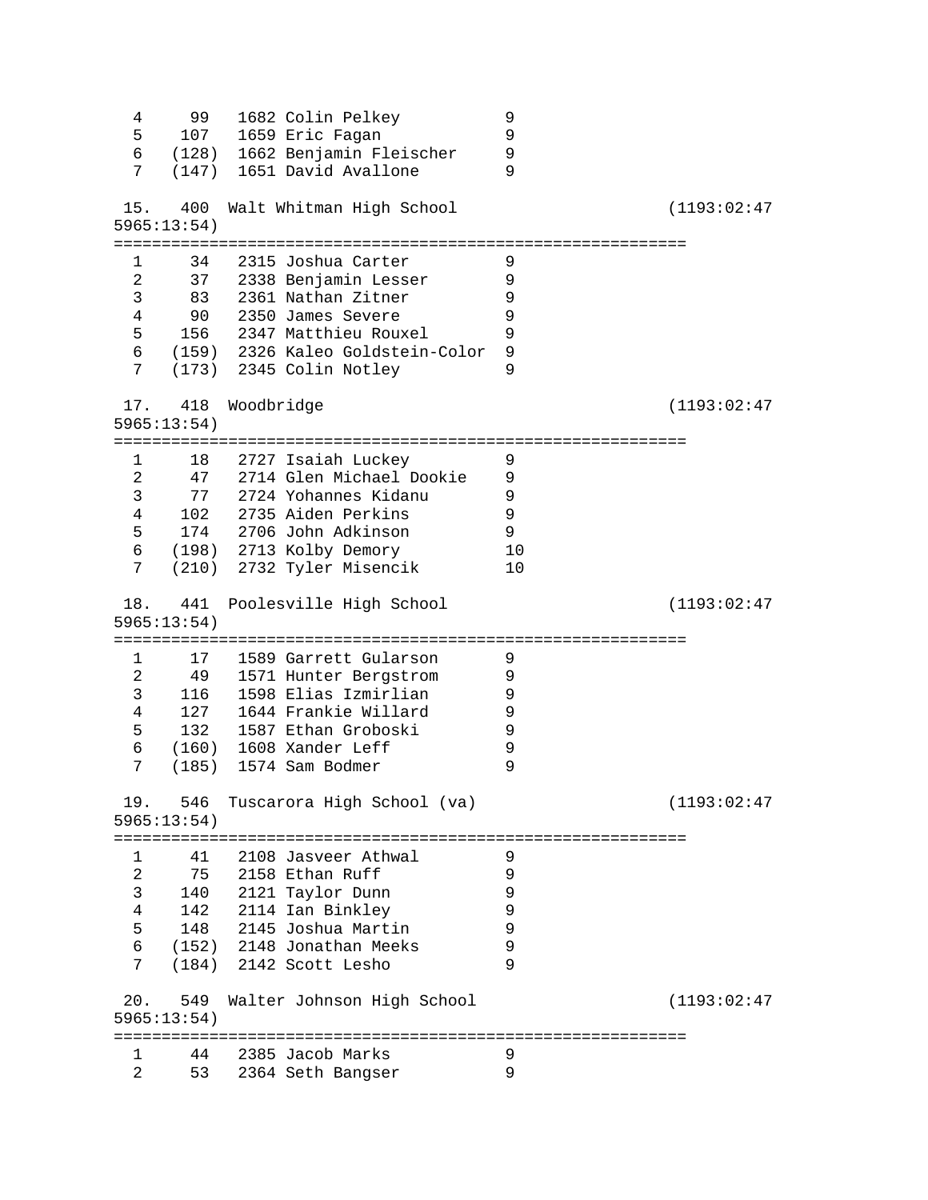```
  4     99   1682 Colin Pelkey           9
  5    107   1659 Eric Fagan             9
  6   (128)  1662 Benjamin Fleischer     9
  7   (147)  1651 David Avallone         9

 15.   400  Walt Whitman High School                    (1193:02:47
5965:13:54)
============================================================
  1     34   2315 Joshua Carter          9
  2     37   2338 Benjamin Lesser        9
  3     83   2361 Nathan Zitner          9
  4     90   2350 James Severe           9
  5    156   2347 Matthieu Rouxel        9
  6   (159)  2326 Kaleo Goldstein-Color  9
  7   (173)  2345 Colin Notley           9

 17.   418  Woodbridge                                  (1193:02:47
5965:13:54)
============================================================
  1     18   2727 Isaiah Luckey          9
  2     47   2714 Glen Michael Dookie    9
  3     77   2724 Yohannes Kidanu        9
  4    102   2735 Aiden Perkins          9
  5    174   2706 John Adkinson          9
  6   (198)  2713 Kolby Demory           10
  7   (210)  2732 Tyler Misencik         10

 18.   441  Poolesville High School                     (1193:02:47
5965:13:54)
============================================================
  1     17   1589 Garrett Gularson       9
  2     49   1571 Hunter Bergstrom       9
  3    116   1598 Elias Izmirlian        9
  4    127   1644 Frankie Willard        9
  5    132   1587 Ethan Groboski         9
  6   (160)  1608 Xander Leff            9
  7   (185)  1574 Sam Bodmer             9

 19.   546  Tuscarora High School (va)                  (1193:02:47
5965:13:54)
============================================================
  1     41   2108 Jasveer Athwal         9
  2     75   2158 Ethan Ruff             9
  3    140   2121 Taylor Dunn            9
  4    142   2114 Ian Binkley            9
  5    148   2145 Joshua Martin          9
  6   (152)  2148 Jonathan Meeks         9
  7   (184)  2142 Scott Lesho            9

 20.   549  Walter Johnson High School                  (1193:02:47
5965:13:54)
============================================================
  1     44   2385 Jacob Marks            9
  2     53   2364 Seth Bangser           9
```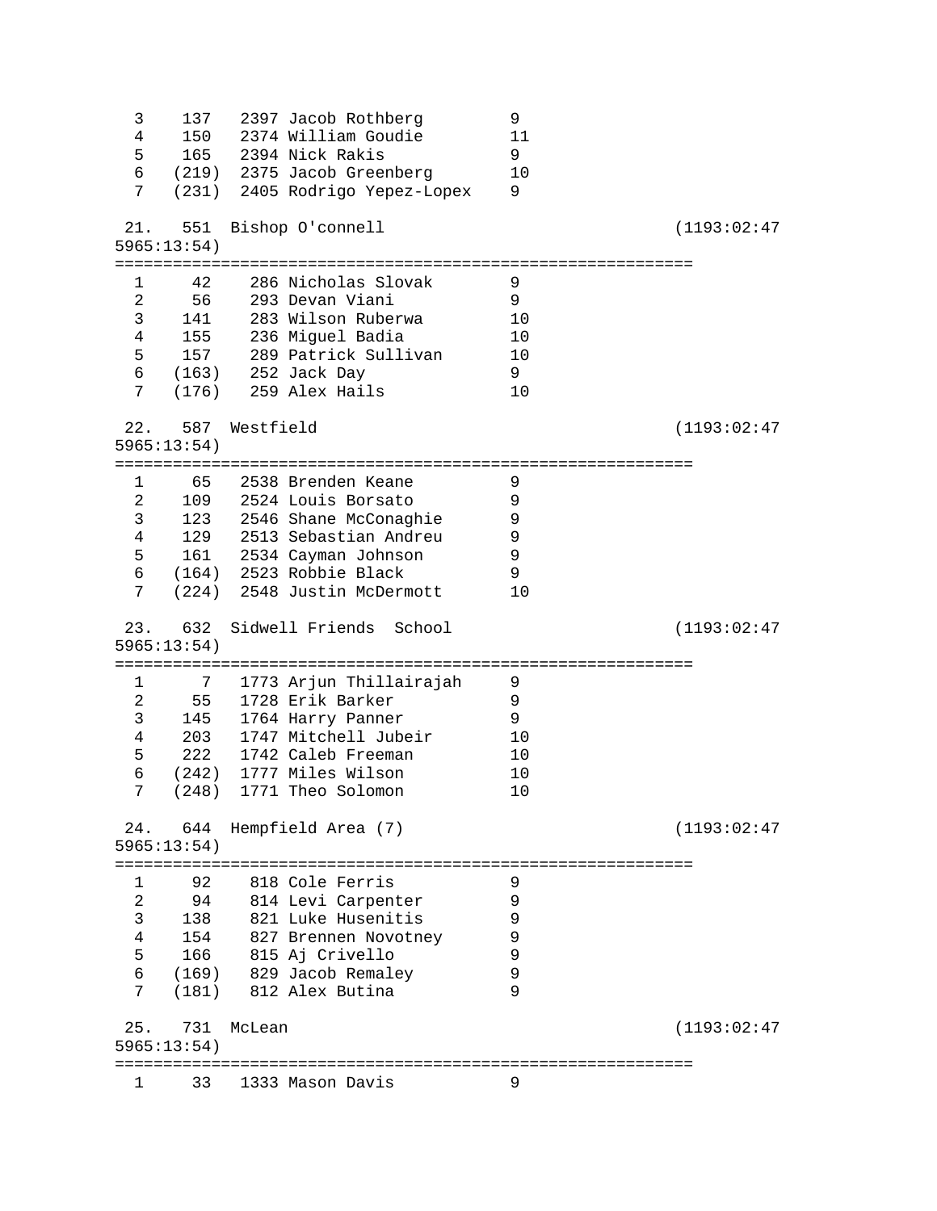```
  3    137   2397 Jacob Rothberg         9
  4    150   2374 William Goudie         11
  5    165   2394 Nick Rakis             9
  6   (219)  2375 Jacob Greenberg        10
  7   (231)  2405 Rodrigo Yepez-Lopex    9

 21.   551  Bishop O'connell                                   (1193:02:47
5965:13:54)
============================================================
  1     42    286 Nicholas Slovak        9
  2     56    293 Devan Viani            9
  3    141    283 Wilson Ruberwa         10
  4    155    236 Miguel Badia           10
  5    157    289 Patrick Sullivan       10
  6   (163)   252 Jack Day               9
  7   (176)   259 Alex Hails             10

 22.   587  Westfield                                          (1193:02:47
5965:13:54)
============================================================
  1     65   2538 Brenden Keane          9
  2    109   2524 Louis Borsato          9
  3    123   2546 Shane McConaghie       9
  4    129   2513 Sebastian Andreu       9
  5    161   2534 Cayman Johnson         9
  6   (164)  2523 Robbie Black           9
  7   (224)  2548 Justin McDermott       10

 23.   632  Sidwell Friends  School                            (1193:02:47
5965:13:54)
============================================================
  1      7   1773 Arjun Thillairajah     9
  2     55   1728 Erik Barker            9
  3    145   1764 Harry Panner           9
  4    203   1747 Mitchell Jubeir        10
  5    222   1742 Caleb Freeman          10
  6   (242)  1777 Miles Wilson           10
  7   (248)  1771 Theo Solomon           10

 24.   644  Hempfield Area (7)                                 (1193:02:47
5965:13:54)
============================================================
  1     92    818 Cole Ferris            9
  2     94    814 Levi Carpenter         9
  3    138    821 Luke Husenitis         9
  4    154    827 Brennen Novotney       9
  5    166    815 Aj Crivello            9
  6   (169)   829 Jacob Remaley          9
  7   (181)   812 Alex Butina            9

 25.   731  McLean                                             (1193:02:47
5965:13:54)
============================================================
  1     33   1333 Mason Davis            9
```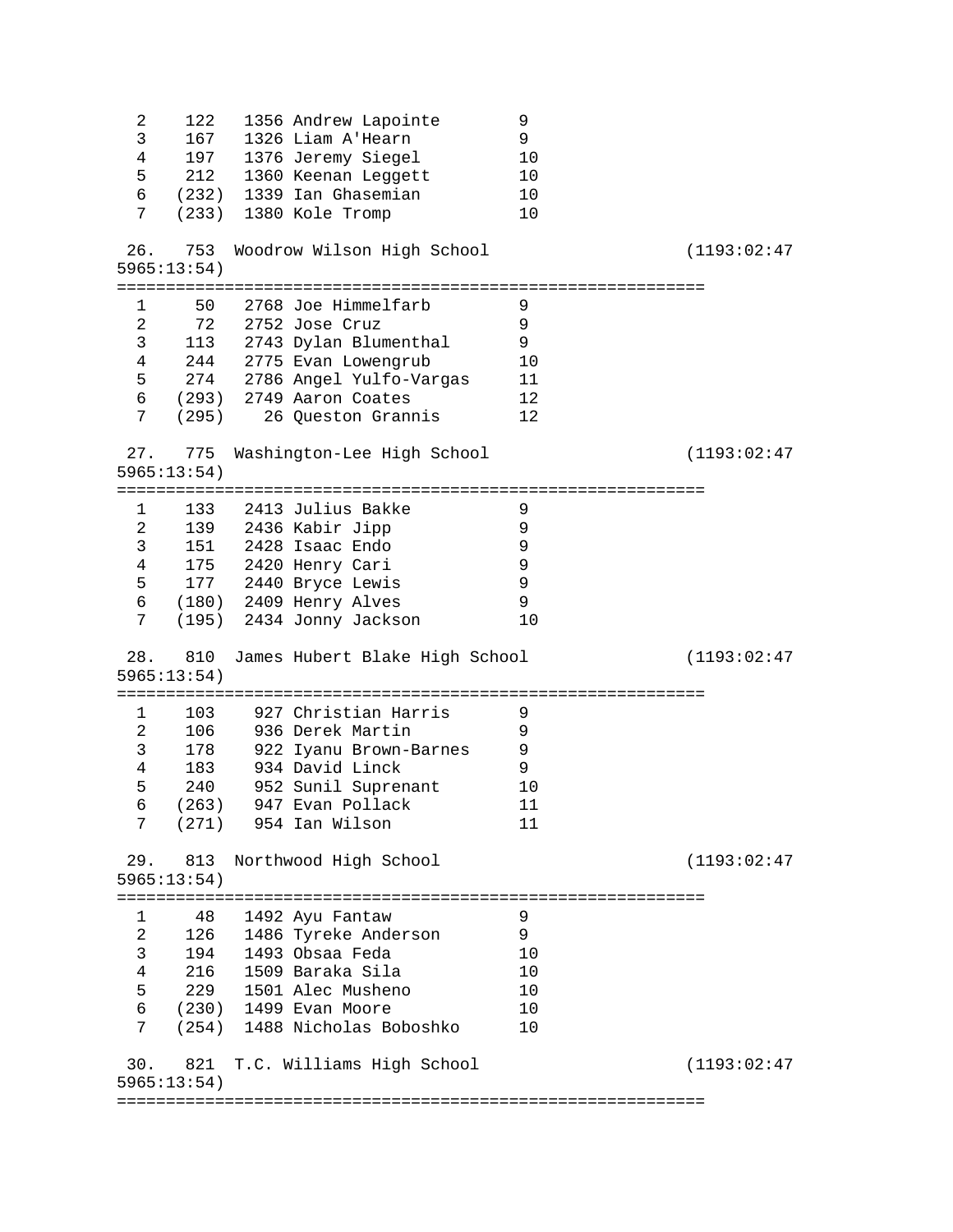```
  2    122   1356 Andrew Lapointe       9
  3    167   1326 Liam A'Hearn          9
  4    197   1376 Jeremy Siegel         10
  5    212   1360 Keenan Leggett        10
  6   (232)  1339 Ian Ghasemian         10
  7   (233)  1380 Kole Tromp            10

 26.   753  Woodrow Wilson High School                    (1193:02:47
5965:13:54)
============================================================
  1     50   2768 Joe Himmelfarb        9
  2     72   2752 Jose Cruz             9
  3    113   2743 Dylan Blumenthal      9
  4    244   2775 Evan Lowengrub        10
  5    274   2786 Angel Yulfo-Vargas    11
  6   (293)  2749 Aaron Coates          12
  7   (295)    26 Queston Grannis       12

 27.   775  Washington-Lee High School                    (1193:02:47
5965:13:54)
============================================================
  1    133   2413 Julius Bakke          9
  2    139   2436 Kabir Jipp            9
  3    151   2428 Isaac Endo            9
  4    175   2420 Henry Cari            9
  5    177   2440 Bryce Lewis           9
  6   (180)  2409 Henry Alves           9
  7   (195)  2434 Jonny Jackson         10

 28.   810  James Hubert Blake High School                (1193:02:47
5965:13:54)
============================================================
  1    103    927 Christian Harris      9
  2    106    936 Derek Martin          9
  3    178    922 Iyanu Brown-Barnes    9
  4    183    934 David Linck           9
  5    240    952 Sunil Suprenant       10
  6   (263)   947 Evan Pollack          11
  7   (271)   954 Ian Wilson            11

 29.   813  Northwood High School                         (1193:02:47
5965:13:54)
============================================================
  1     48   1492 Ayu Fantaw            9
  2    126   1486 Tyreke Anderson       9
  3    194   1493 Obsaa Feda            10
  4    216   1509 Baraka Sila           10
  5    229   1501 Alec Musheno          10
  6   (230)  1499 Evan Moore            10
  7   (254)  1488 Nicholas Boboshko     10

 30.   821  T.C. Williams High School                     (1193:02:47
5965:13:54)
============================================================
```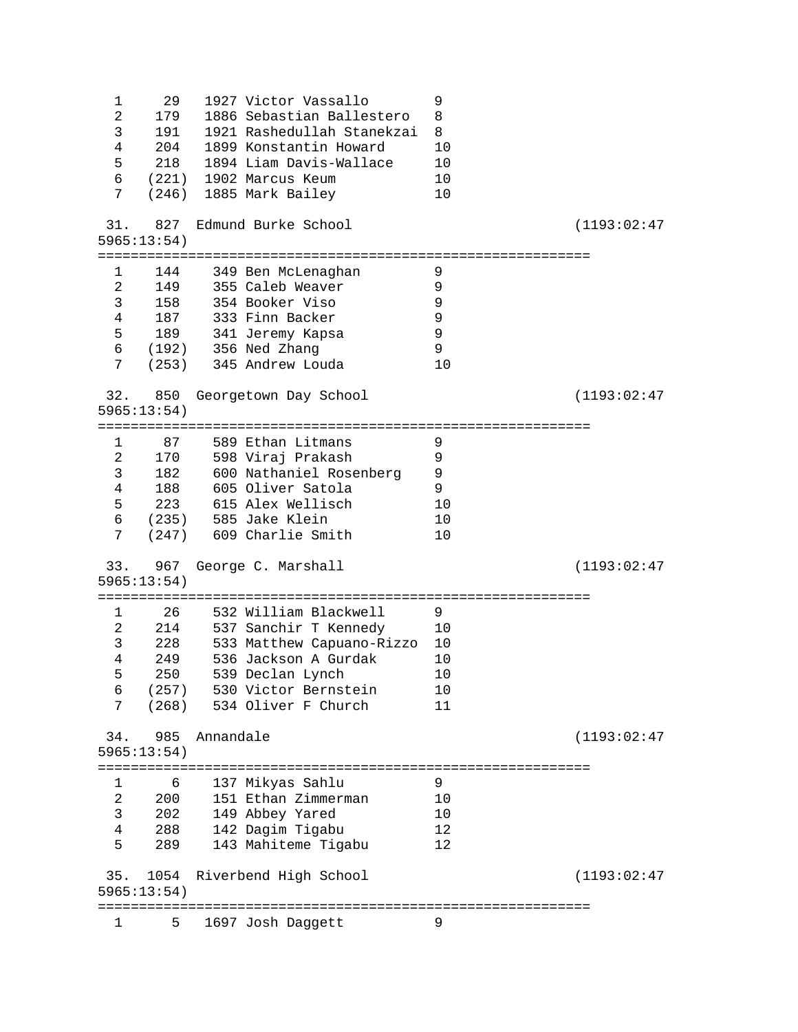```
  1     29   1927 Victor Vassallo        9
  2    179   1886 Sebastian Ballestero   8
  3    191   1921 Rashedullah Stanekzai  8
  4    204   1899 Konstantin Howard      10
  5    218   1894 Liam Davis-Wallace     10
  6   (221)  1902 Marcus Keum            10
  7   (246)  1885 Mark Bailey            10

 31.   827  Edmund Burke School                              (1193:02:47
5965:13:54)
============================================================
  1    144    349 Ben McLenaghan         9
  2    149    355 Caleb Weaver           9
  3    158    354 Booker Viso            9
  4    187    333 Finn Backer            9
  5    189    341 Jeremy Kapsa           9
  6   (192)   356 Ned Zhang              9
  7   (253)   345 Andrew Louda           10

 32.   850  Georgetown Day School                            (1193:02:47
5965:13:54)
============================================================
  1     87    589 Ethan Litmans          9
  2    170    598 Viraj Prakash          9
  3    182    600 Nathaniel Rosenberg    9
  4    188    605 Oliver Satola          9
  5    223    615 Alex Wellisch          10
  6   (235)   585 Jake Klein             10
  7   (247)   609 Charlie Smith          10

 33.   967  George C. Marshall                               (1193:02:47
5965:13:54)
============================================================
  1     26    532 William Blackwell      9
  2    214    537 Sanchir T Kennedy      10
  3    228    533 Matthew Capuano-Rizzo  10
  4    249    536 Jackson A Gurdak       10
  5    250    539 Declan Lynch           10
  6   (257)   530 Victor Bernstein       10
  7   (268)   534 Oliver F Church        11

 34.   985  Annandale                                        (1193:02:47
5965:13:54)
============================================================
  1      6    137 Mikyas Sahlu           9
  2    200    151 Ethan Zimmerman        10
  3    202    149 Abbey Yared            10
  4    288    142 Dagim Tigabu           12
  5    289    143 Mahiteme Tigabu        12

 35.  1054  Riverbend High School                            (1193:02:47
5965:13:54)
============================================================
  1      5   1697 Josh Daggett           9
```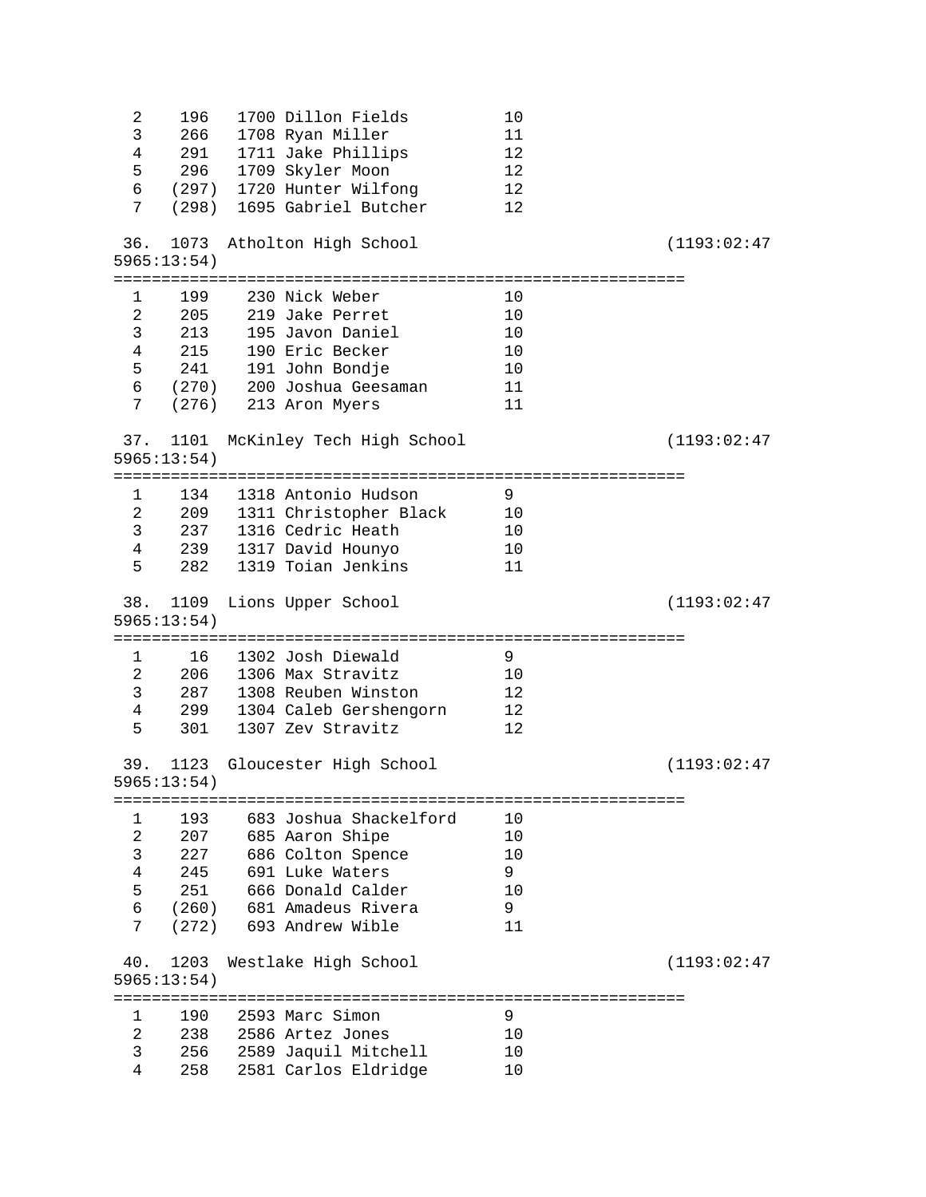```
  2    196   1700 Dillon Fields          10
  3    266   1708 Ryan Miller            11
  4    291   1711 Jake Phillips          12
  5    296   1709 Skyler Moon            12
  6   (297)  1720 Hunter Wilfong         12
  7   (298)  1695 Gabriel Butcher        12

 36.  1073  Atholton High School                               (1193:02:47
5965:13:54)
===========================================================
  1    199    230 Nick Weber             10
  2    205    219 Jake Perret            10
  3    213    195 Javon Daniel           10
  4    215    190 Eric Becker            10
  5    241    191 John Bondje            10
  6   (270)   200 Joshua Geesaman        11
  7   (276)   213 Aron Myers             11

 37.  1101  McKinley Tech High School                          (1193:02:47
5965:13:54)
===========================================================
  1    134   1318 Antonio Hudson         9
  2    209   1311 Christopher Black      10
  3    237   1316 Cedric Heath           10
  4    239   1317 David Hounyo           10
  5    282   1319 Toian Jenkins          11

 38.  1109  Lions Upper School                                 (1193:02:47
5965:13:54)
===========================================================
  1     16   1302 Josh Diewald           9
  2    206   1306 Max Stravitz           10
  3    287   1308 Reuben Winston         12
  4    299   1304 Caleb Gershengorn      12
  5    301   1307 Zev Stravitz           12

 39.  1123  Gloucester High School                             (1193:02:47
5965:13:54)
===========================================================
  1    193    683 Joshua Shackelford     10
  2    207    685 Aaron Shipe            10
  3    227    686 Colton Spence          10
  4    245    691 Luke Waters            9
  5    251    666 Donald Calder          10
  6   (260)   681 Amadeus Rivera         9
  7   (272)   693 Andrew Wible           11

 40.  1203  Westlake High School                               (1193:02:47
5965:13:54)
===========================================================
  1    190   2593 Marc Simon             9
  2    238   2586 Artez Jones            10
  3    256   2589 Jaquil Mitchell        10
  4    258   2581 Carlos Eldridge        10
```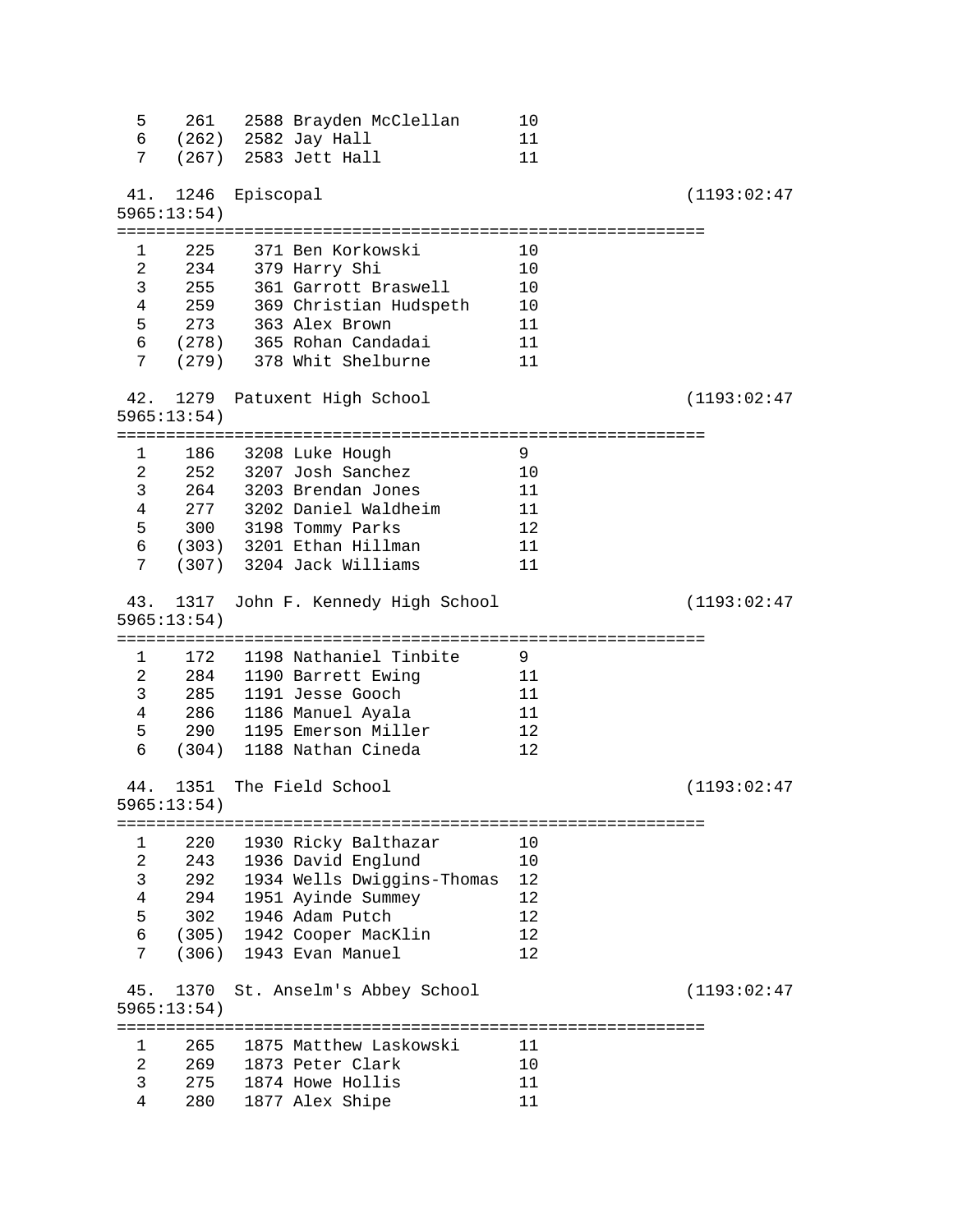```
  5    261   2588 Brayden McClellan      10
  6   (262)  2582 Jay Hall               11
  7   (267)  2583 Jett Hall              11

 41.  1246  Episcopal                                         (1193:02:47
5965:13:54)
============================================================
  1    225    371 Ben Korkowski          10
  2    234    379 Harry Shi              10
  3    255    361 Garrott Braswell       10
  4    259    369 Christian Hudspeth     10
  5    273    363 Alex Brown             11
  6   (278)   365 Rohan Candadai         11
  7   (279)   378 Whit Shelburne         11

 42.  1279  Patuxent High School                              (1193:02:47
5965:13:54)
============================================================
  1    186   3208 Luke Hough             9
  2    252   3207 Josh Sanchez           10
  3    264   3203 Brendan Jones          11
  4    277   3202 Daniel Waldheim        11
  5    300   3198 Tommy Parks            12
  6   (303)  3201 Ethan Hillman          11
  7   (307)  3204 Jack Williams          11

 43.  1317  John F. Kennedy High School                       (1193:02:47
5965:13:54)
============================================================
  1    172   1198 Nathaniel Tinbite      9
  2    284   1190 Barrett Ewing          11
  3    285   1191 Jesse Gooch            11
  4    286   1186 Manuel Ayala           11
  5    290   1195 Emerson Miller         12
  6   (304)  1188 Nathan Cineda          12

 44.  1351  The Field School                                  (1193:02:47
5965:13:54)
============================================================
  1    220   1930 Ricky Balthazar        10
  2    243   1936 David Englund          10
  3    292   1934 Wells Dwiggins-Thomas  12
  4    294   1951 Ayinde Summey          12
  5    302   1946 Adam Putch             12
  6   (305)  1942 Cooper MacKlin         12
  7   (306)  1943 Evan Manuel            12

 45.  1370  St. Anselm's Abbey School                         (1193:02:47
5965:13:54)
============================================================
  1    265   1875 Matthew Laskowski      11
  2    269   1873 Peter Clark            10
  3    275   1874 Howe Hollis            11
  4    280   1877 Alex Shipe             11
```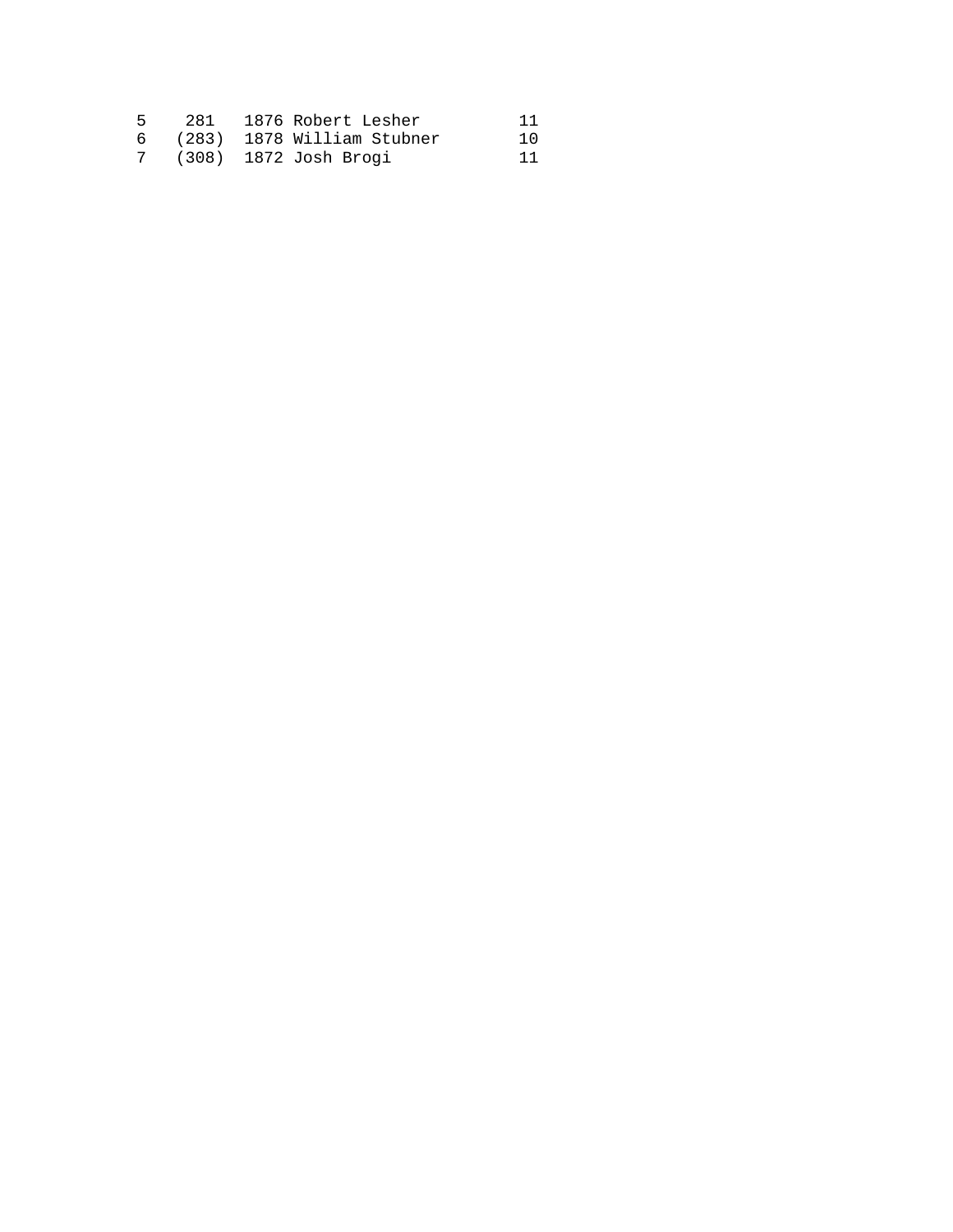| | | | | |
|---|---|---|---|---|
| 5 | 281 | 1876 | Robert Lesher | 11 |
| 6 | (283) | 1878 | William Stubner | 10 |
| 7 | (308) | 1872 | Josh Brogi | 11 |